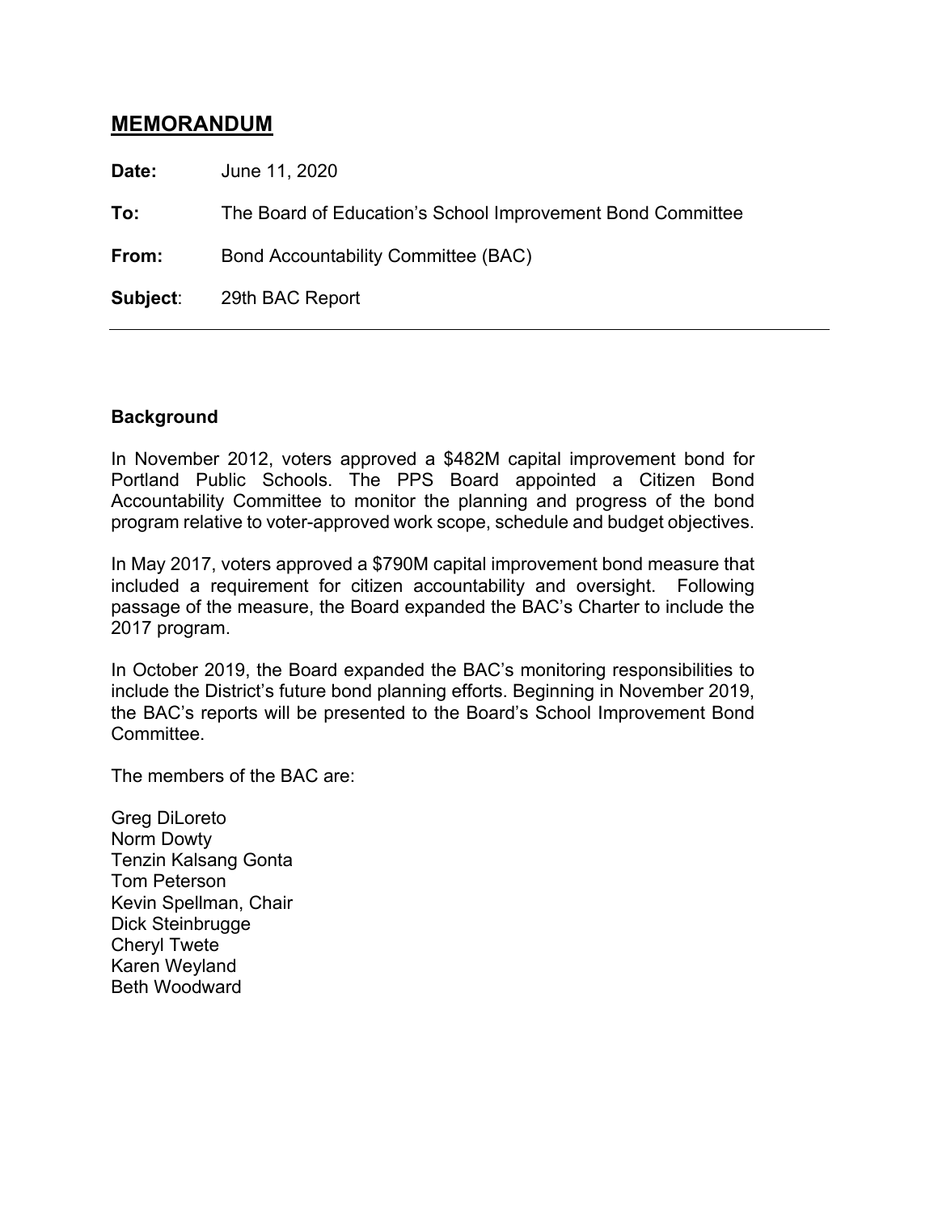# MEMORANDUM

**Date:** June 11, 2020

**To:** The Board of Education's School Improvement Bond Committee

**From:** Bond Accountability Committee (BAC)

**Subject**: 29th BAC Report

---

## Background

In November 2012, voters approved a $482M capital improvement bond for Portland Public Schools. The PPS Board appointed a Citizen Bond Accountability Committee to monitor the planning and progress of the bond program relative to voter-approved work scope, schedule and budget objectives.

In May 2017, voters approved a $790M capital improvement bond measure that included a requirement for citizen accountability and oversight. Following passage of the measure, the Board expanded the BAC's Charter to include the 2017 program.

In October 2019, the Board expanded the BAC's monitoring responsibilities to include the District's future bond planning efforts. Beginning in November 2019, the BAC's reports will be presented to the Board's School Improvement Bond Committee.

The members of the BAC are:

Greg DiLoreto
Norm Dowty
Tenzin Kalsang Gonta
Tom Peterson
Kevin Spellman, Chair
Dick Steinbrugge
Cheryl Twete
Karen Weyland
Beth Woodward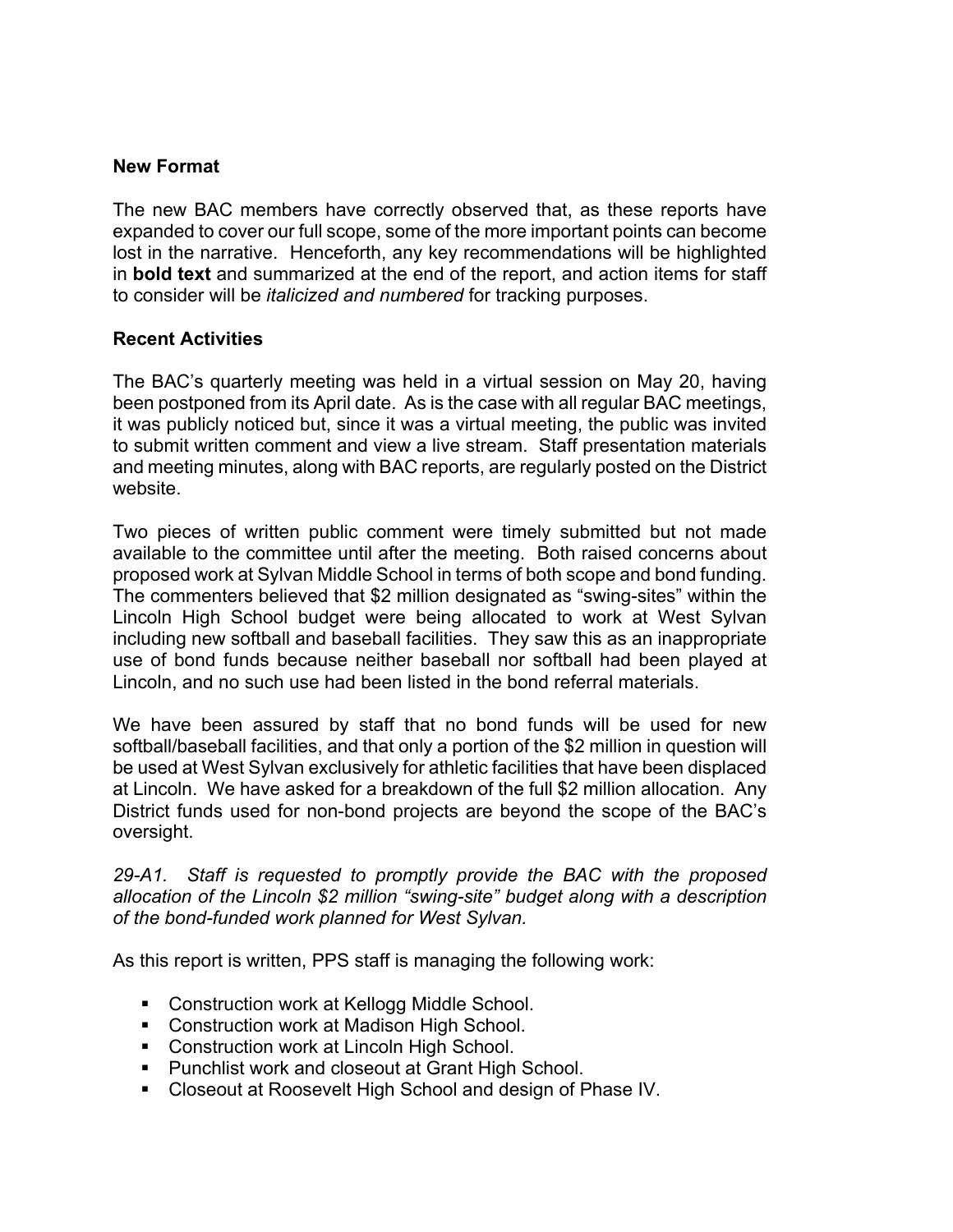**New Format**

The new BAC members have correctly observed that, as these reports have expanded to cover our full scope, some of the more important points can become lost in the narrative. Henceforth, any key recommendations will be highlighted in **bold text** and summarized at the end of the report, and action items for staff to consider will be *italicized and numbered* for tracking purposes.

**Recent Activities**

The BAC's quarterly meeting was held in a virtual session on May 20, having been postponed from its April date. As is the case with all regular BAC meetings, it was publicly noticed but, since it was a virtual meeting, the public was invited to submit written comment and view a live stream. Staff presentation materials and meeting minutes, along with BAC reports, are regularly posted on the District website.

Two pieces of written public comment were timely submitted but not made available to the committee until after the meeting. Both raised concerns about proposed work at Sylvan Middle School in terms of both scope and bond funding. The commenters believed that $2 million designated as "swing-sites" within the Lincoln High School budget were being allocated to work at West Sylvan including new softball and baseball facilities. They saw this as an inappropriate use of bond funds because neither baseball nor softball had been played at Lincoln, and no such use had been listed in the bond referral materials.

We have been assured by staff that no bond funds will be used for new softball/baseball facilities, and that only a portion of the $2 million in question will be used at West Sylvan exclusively for athletic facilities that have been displaced at Lincoln. We have asked for a breakdown of the full $2 million allocation. Any District funds used for non-bond projects are beyond the scope of the BAC's oversight.

*29-A1. Staff is requested to promptly provide the BAC with the proposed allocation of the Lincoln $2 million "swing-site" budget along with a description of the bond-funded work planned for West Sylvan.*

As this report is written, PPS staff is managing the following work:

- Construction work at Kellogg Middle School.
- Construction work at Madison High School.
- Construction work at Lincoln High School.
- Punchlist work and closeout at Grant High School.
- Closeout at Roosevelt High School and design of Phase IV.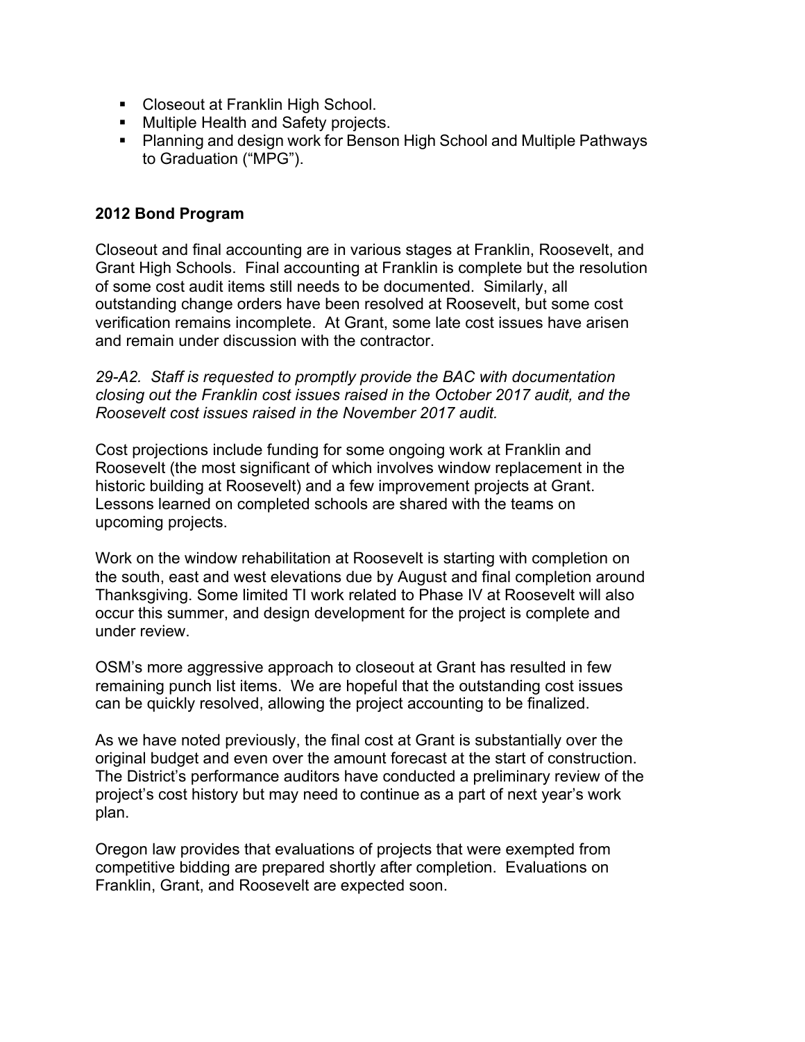- Closeout at Franklin High School.
- Multiple Health and Safety projects.
- Planning and design work for Benson High School and Multiple Pathways to Graduation ("MPG").

**2012 Bond Program**

Closeout and final accounting are in various stages at Franklin, Roosevelt, and Grant High Schools. Final accounting at Franklin is complete but the resolution of some cost audit items still needs to be documented. Similarly, all outstanding change orders have been resolved at Roosevelt, but some cost verification remains incomplete. At Grant, some late cost issues have arisen and remain under discussion with the contractor.

*29-A2. Staff is requested to promptly provide the BAC with documentation closing out the Franklin cost issues raised in the October 2017 audit, and the Roosevelt cost issues raised in the November 2017 audit.*

Cost projections include funding for some ongoing work at Franklin and Roosevelt (the most significant of which involves window replacement in the historic building at Roosevelt) and a few improvement projects at Grant. Lessons learned on completed schools are shared with the teams on upcoming projects.

Work on the window rehabilitation at Roosevelt is starting with completion on the south, east and west elevations due by August and final completion around Thanksgiving. Some limited TI work related to Phase IV at Roosevelt will also occur this summer, and design development for the project is complete and under review.

OSM's more aggressive approach to closeout at Grant has resulted in few remaining punch list items. We are hopeful that the outstanding cost issues can be quickly resolved, allowing the project accounting to be finalized.

As we have noted previously, the final cost at Grant is substantially over the original budget and even over the amount forecast at the start of construction. The District's performance auditors have conducted a preliminary review of the project's cost history but may need to continue as a part of next year's work plan.

Oregon law provides that evaluations of projects that were exempted from competitive bidding are prepared shortly after completion. Evaluations on Franklin, Grant, and Roosevelt are expected soon.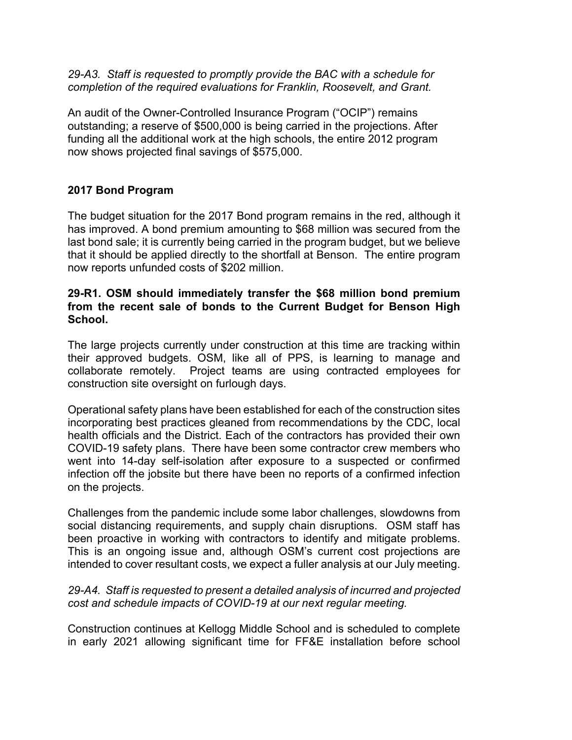*29-A3. Staff is requested to promptly provide the BAC with a schedule for completion of the required evaluations for Franklin, Roosevelt, and Grant.*

An audit of the Owner-Controlled Insurance Program (“OCIP”) remains outstanding; a reserve of $500,000 is being carried in the projections. After funding all the additional work at the high schools, the entire 2012 program now shows projected final savings of $575,000.

## 2017 Bond Program

The budget situation for the 2017 Bond program remains in the red, although it has improved. A bond premium amounting to $68 million was secured from the last bond sale; it is currently being carried in the program budget, but we believe that it should be applied directly to the shortfall at Benson. The entire program now reports unfunded costs of $202 million.

**29-R1. OSM should immediately transfer the $68 million bond premium from the recent sale of bonds to the Current Budget for Benson High School.**

The large projects currently under construction at this time are tracking within their approved budgets. OSM, like all of PPS, is learning to manage and collaborate remotely. Project teams are using contracted employees for construction site oversight on furlough days.

Operational safety plans have been established for each of the construction sites incorporating best practices gleaned from recommendations by the CDC, local health officials and the District. Each of the contractors has provided their own COVID-19 safety plans. There have been some contractor crew members who went into 14-day self-isolation after exposure to a suspected or confirmed infection off the jobsite but there have been no reports of a confirmed infection on the projects.

Challenges from the pandemic include some labor challenges, slowdowns from social distancing requirements, and supply chain disruptions. OSM staff has been proactive in working with contractors to identify and mitigate problems. This is an ongoing issue and, although OSM’s current cost projections are intended to cover resultant costs, we expect a fuller analysis at our July meeting.

*29-A4. Staff is requested to present a detailed analysis of incurred and projected cost and schedule impacts of COVID-19 at our next regular meeting.*

Construction continues at Kellogg Middle School and is scheduled to complete in early 2021 allowing significant time for FF&E installation before school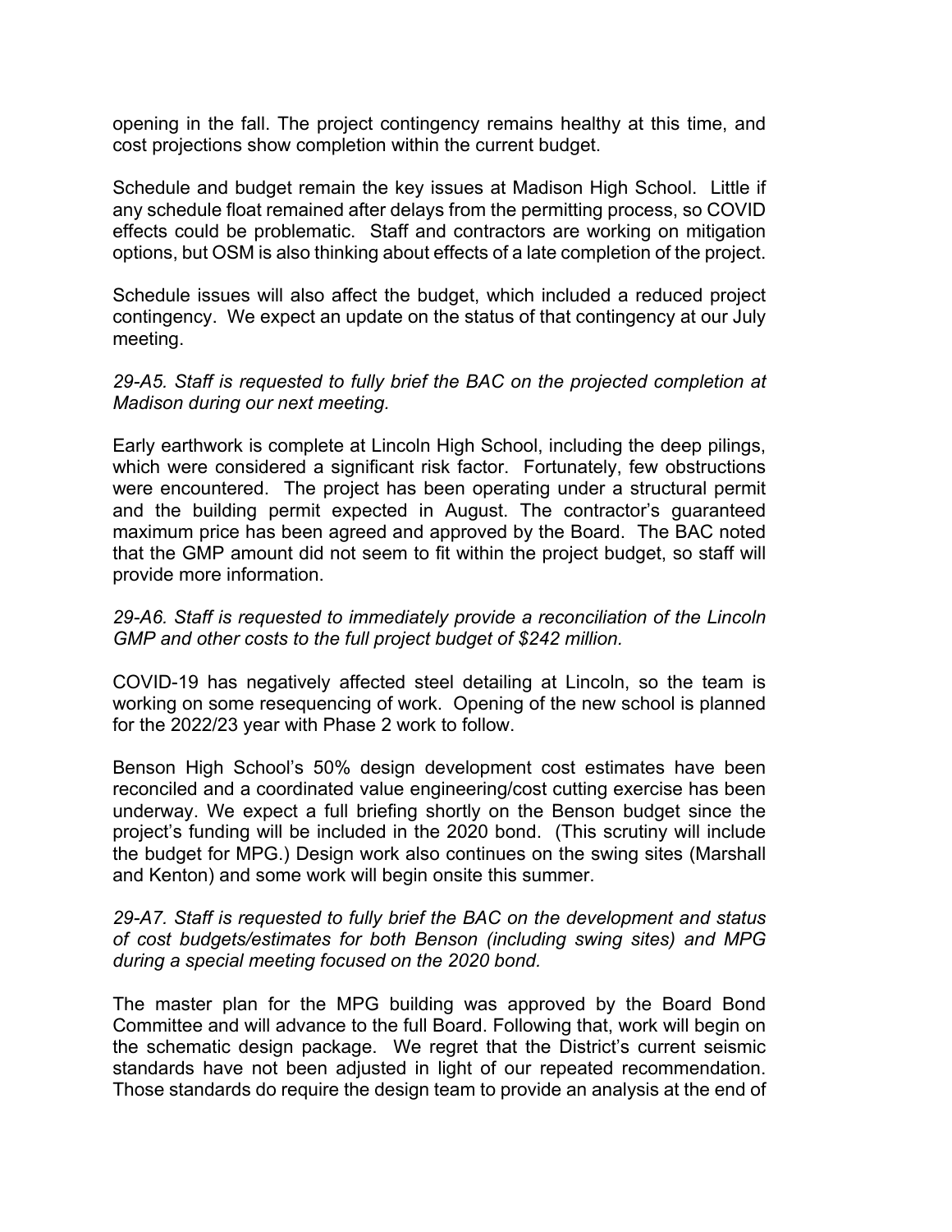opening in the fall. The project contingency remains healthy at this time, and cost projections show completion within the current budget.

Schedule and budget remain the key issues at Madison High School. Little if any schedule float remained after delays from the permitting process, so COVID effects could be problematic. Staff and contractors are working on mitigation options, but OSM is also thinking about effects of a late completion of the project.

Schedule issues will also affect the budget, which included a reduced project contingency. We expect an update on the status of that contingency at our July meeting.

*29-A5. Staff is requested to fully brief the BAC on the projected completion at Madison during our next meeting.*

Early earthwork is complete at Lincoln High School, including the deep pilings, which were considered a significant risk factor. Fortunately, few obstructions were encountered. The project has been operating under a structural permit and the building permit expected in August. The contractor's guaranteed maximum price has been agreed and approved by the Board. The BAC noted that the GMP amount did not seem to fit within the project budget, so staff will provide more information.

*29-A6. Staff is requested to immediately provide a reconciliation of the Lincoln GMP and other costs to the full project budget of $242 million.*

COVID-19 has negatively affected steel detailing at Lincoln, so the team is working on some resequencing of work. Opening of the new school is planned for the 2022/23 year with Phase 2 work to follow.

Benson High School's 50% design development cost estimates have been reconciled and a coordinated value engineering/cost cutting exercise has been underway. We expect a full briefing shortly on the Benson budget since the project's funding will be included in the 2020 bond. (This scrutiny will include the budget for MPG.) Design work also continues on the swing sites (Marshall and Kenton) and some work will begin onsite this summer.

*29-A7. Staff is requested to fully brief the BAC on the development and status of cost budgets/estimates for both Benson (including swing sites) and MPG during a special meeting focused on the 2020 bond.*

The master plan for the MPG building was approved by the Board Bond Committee and will advance to the full Board. Following that, work will begin on the schematic design package. We regret that the District's current seismic standards have not been adjusted in light of our repeated recommendation. Those standards do require the design team to provide an analysis at the end of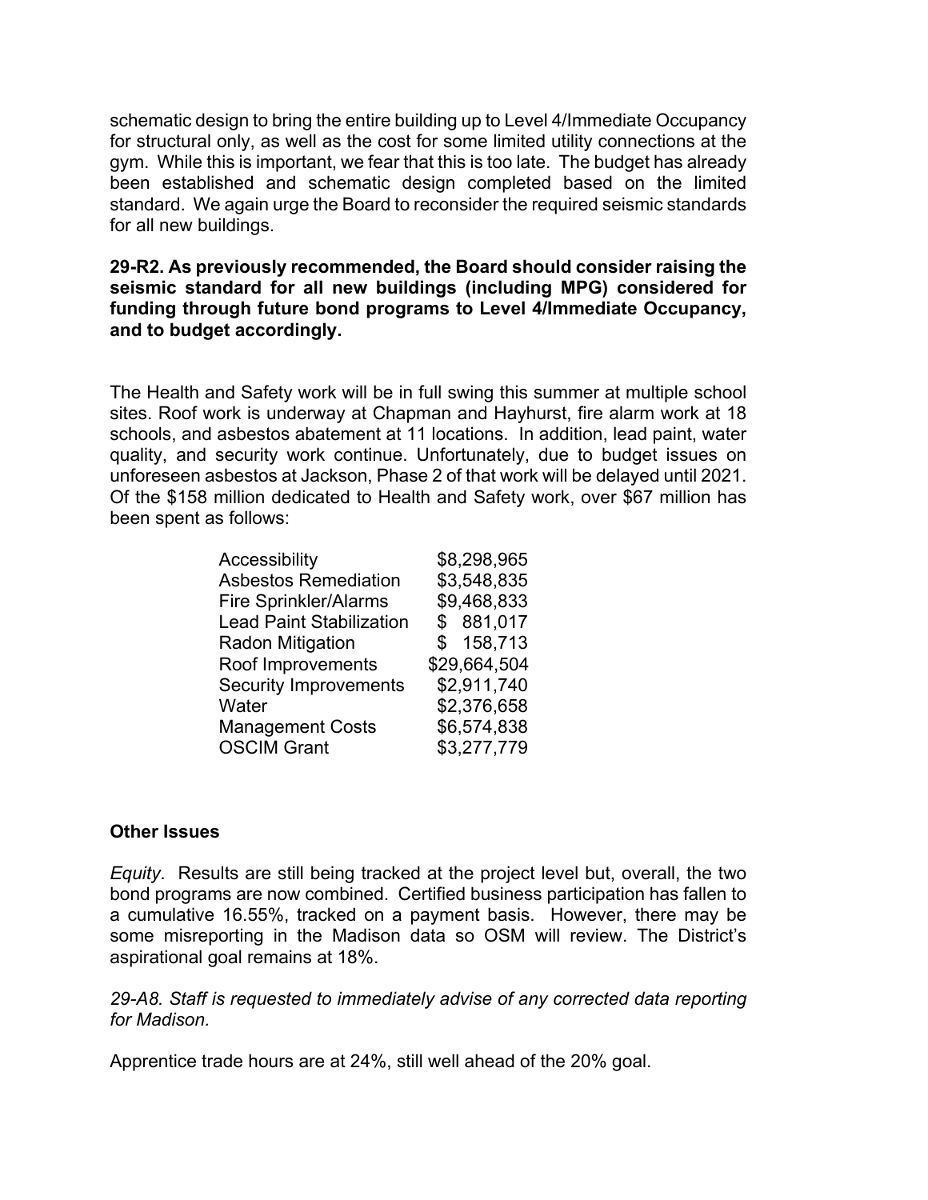schematic design to bring the entire building up to Level 4/Immediate Occupancy for structural only, as well as the cost for some limited utility connections at the gym. While this is important, we fear that this is too late. The budget has already been established and schematic design completed based on the limited standard. We again urge the Board to reconsider the required seismic standards for all new buildings.

**29-R2. As previously recommended, the Board should consider raising the seismic standard for all new buildings (including MPG) considered for funding through future bond programs to Level 4/Immediate Occupancy, and to budget accordingly.**

The Health and Safety work will be in full swing this summer at multiple school sites. Roof work is underway at Chapman and Hayhurst, fire alarm work at 18 schools, and asbestos abatement at 11 locations. In addition, lead paint, water quality, and security work continue. Unfortunately, due to budget issues on unforeseen asbestos at Jackson, Phase 2 of that work will be delayed until 2021. Of the $158 million dedicated to Health and Safety work, over $67 million has been spent as follows:

| | |
|---|---|
| Accessibility | $8,298,965 |
| Asbestos Remediation | $3,548,835 |
| Fire Sprinkler/Alarms | $9,468,833 |
| Lead Paint Stabilization | $ 881,017 |
| Radon Mitigation | $ 158,713 |
| Roof Improvements | $29,664,504 |
| Security Improvements | $2,911,740 |
| Water | $2,376,658 |
| Management Costs | $6,574,838 |
| OSCIM Grant | $3,277,779 |

**Other Issues**

*Equity*. Results are still being tracked at the project level but, overall, the two bond programs are now combined. Certified business participation has fallen to a cumulative 16.55%, tracked on a payment basis. However, there may be some misreporting in the Madison data so OSM will review. The District's aspirational goal remains at 18%.

*29-A8. Staff is requested to immediately advise of any corrected data reporting for Madison.*

Apprentice trade hours are at 24%, still well ahead of the 20% goal.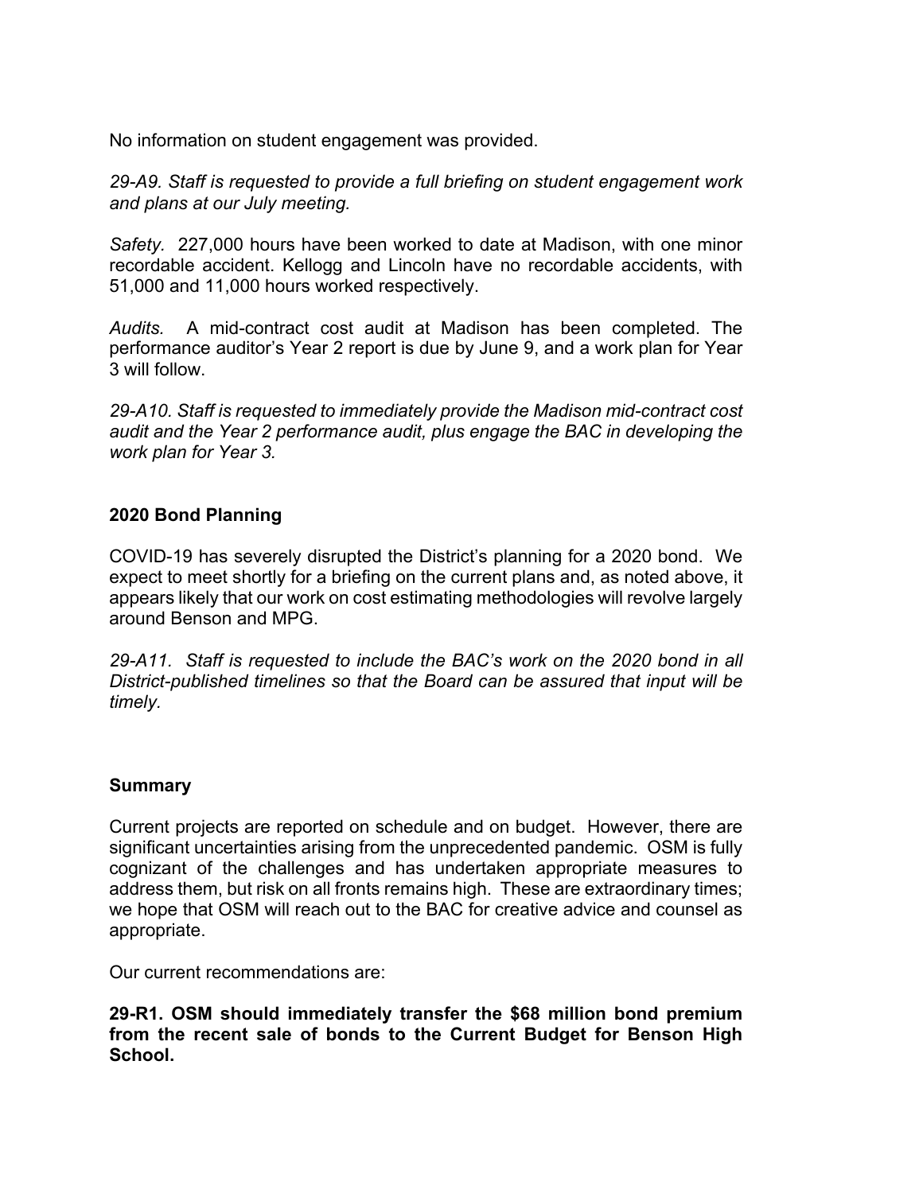No information on student engagement was provided.

*29-A9. Staff is requested to provide a full briefing on student engagement work and plans at our July meeting.*

*Safety.* 227,000 hours have been worked to date at Madison, with one minor recordable accident. Kellogg and Lincoln have no recordable accidents, with 51,000 and 11,000 hours worked respectively.

*Audits.* A mid-contract cost audit at Madison has been completed. The performance auditor's Year 2 report is due by June 9, and a work plan for Year 3 will follow.

*29-A10. Staff is requested to immediately provide the Madison mid-contract cost audit and the Year 2 performance audit, plus engage the BAC in developing the work plan for Year 3.*

**2020 Bond Planning**

COVID-19 has severely disrupted the District's planning for a 2020 bond. We expect to meet shortly for a briefing on the current plans and, as noted above, it appears likely that our work on cost estimating methodologies will revolve largely around Benson and MPG.

*29-A11. Staff is requested to include the BAC's work on the 2020 bond in all District-published timelines so that the Board can be assured that input will be timely.*

**Summary**

Current projects are reported on schedule and on budget. However, there are significant uncertainties arising from the unprecedented pandemic. OSM is fully cognizant of the challenges and has undertaken appropriate measures to address them, but risk on all fronts remains high. These are extraordinary times; we hope that OSM will reach out to the BAC for creative advice and counsel as appropriate.

Our current recommendations are:

**29-R1. OSM should immediately transfer the $68 million bond premium from the recent sale of bonds to the Current Budget for Benson High School.**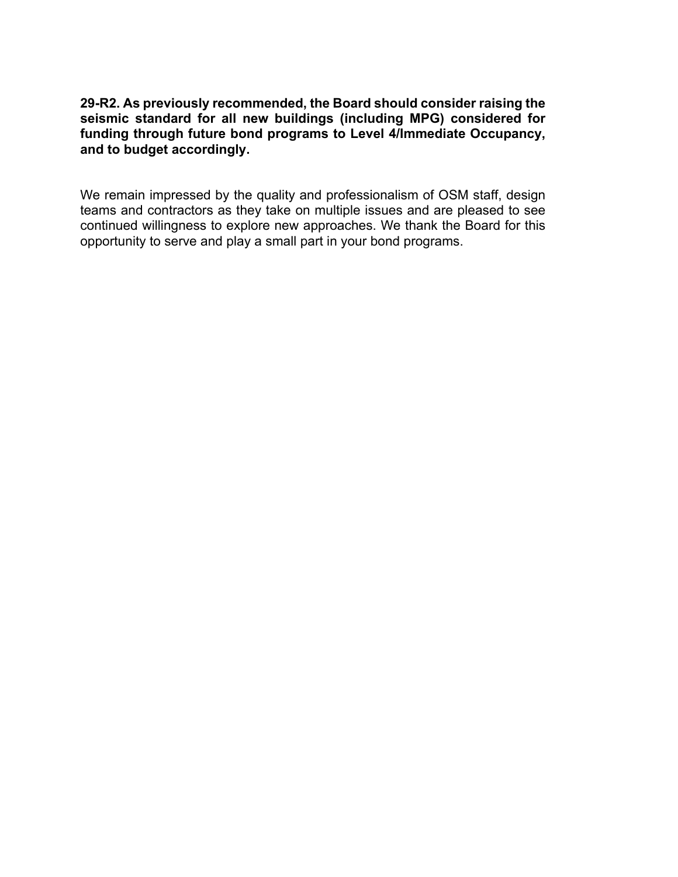**29-R2. As previously recommended, the Board should consider raising the seismic standard for all new buildings (including MPG) considered for funding through future bond programs to Level 4/Immediate Occupancy, and to budget accordingly.**

We remain impressed by the quality and professionalism of OSM staff, design teams and contractors as they take on multiple issues and are pleased to see continued willingness to explore new approaches. We thank the Board for this opportunity to serve and play a small part in your bond programs.